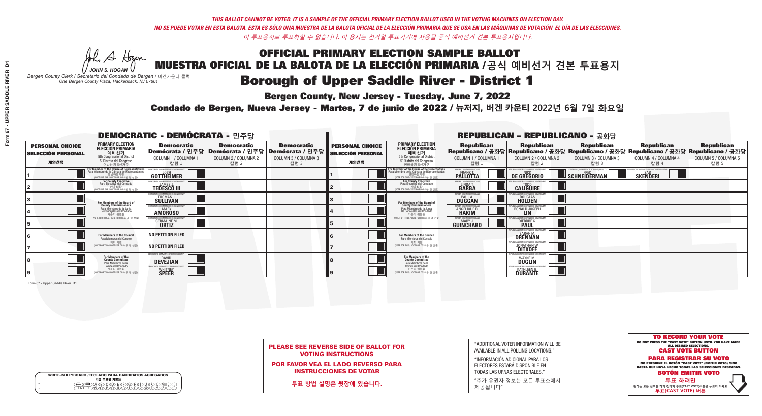*THIS BALLOT CANNOT BE VOTED. IT IS A SAMPLE OF THE OFFICIAL PRIMARY ELECTION BALLOT USED IN THE VOTING MACHINES ON ELECTION DAY.*
*NO SE PUEDE VOTAR EN ESTA BALOTA. ESTA ES SÓLO UNA MUESTRA DE LA BALOTA OFICIAL DE LA ELECCIÓN PRIMARIA QUE SE USA EN LAS MÁQUINAS DE VOTACIÓN EL DÍA DE LAS ELECCIONES.*
*이 투표용지로 투표하실 수 없습니다. 이 용지는 선거일 투표기기에 사용될 공식 예비선거 견본 투표용지입니다.*

JOHN S. HOGAN
*Bergen County Clerk / Secretario del Condado de Bergen / 버겐카운티 클럭*
*One Bergen County Plaza, Hackensack, NJ 07601*

# OFFICIAL PRIMARY ELECTION SAMPLE BALLOT
# MUESTRA OFICIAL DE LA BALOTA DE LA ELECCIÓN PRIMARIA / 공식 예비선거 견본 투표용지
# Borough of Upper Saddle River - District 1

**Bergen County, New Jersey - Tuesday, June 7, 2022**

**Condado de Bergen, Nueva Jersey - Martes, 7 de junio de 2022 / 뉴저지, 버겐 카운티 2022년 6월 7일 화요일**

## DEMOCRATIC - DEMÓCRATA - 민주당

| PERSONAL CHOICE / SELECCIÓN PERSONAL / 개인선택 | PRIMARY ELECTION / ELECCIÓN PRIMARIA / 예비선거 | Democratic / Demócrata / 민주당 COLUMN 1 / COLUMNA 1 / 칼럼 1 | Democratic / Demócrata / 민주당 COLUMN 2 / COLUMNA 2 / 칼럼 2 | Democratic / Demócrata / 민주당 COLUMN 3 / COLUMNA 3 / 칼럼 3 |
|---|---|---|---|---|
| 1 | For Member of the House of Representatives / Para Miembro de la Cámara de Representantes / 연방하원의원 (5th Congressional District / 5° Distrito del Congreso / 연방하원 5선거구) (VOTE FOR ONE / VOTE POR UNO / 한 명 선출) | JOSH GOTTHEIMER | | |
| 2 | For County Executive / Para Ejecutivo del Condado / 카운티장 (VOTE FOR ONE / VOTE POR UNO / 한 명 선출) | JAMES J. TEDESCO III | | |
| 3 | For Members of the Board of County Commissioners / Para Miembros de la Junta De Concejales del Condado / 카운티 위원들 (VOTE FOR THREE / VOTE POR TRES / 세 명 선출) | THOMAS J. SULLIVAN | | |
| 4 | | MARY AMOROSO | | |
| 5 | | GERMAINE M. ORTIZ | | |
| 6 | For Members of the Council / Para Miembros del Concejo / 의회 의원 (VOTE FOR TWO / VOTE POR DOS / 두 명 선출) | NO PETITION FILED | | |
| 7 | | NO PETITION FILED | | |
| 8 | For Members of the County Committee / Para Miembros de la Comité del Condado / 카운티 위원회 (VOTE FOR TWO / VOTE POR DOS / 두 명 선출) | DAVID DEVEJIAN | | |
| 9 | | WHITNEY SPEER | | |

## REPUBLICAN - REPUBLICANO - 공화당

| PERSONAL CHOICE / SELECCIÓN PERSONAL / 개인선택 | PRIMARY ELECTION / ELECCIÓN PRIMARIA / 예비선거 | Republican / Republicano / 공화당 COLUMN 1 / COLUMNA 1 / 칼럼 1 | Republican / Republicano / 공화당 COLUMN 2 / COLUMNA 2 / 칼럼 2 | Republican / Republicano / 공화당 COLUMN 3 / COLUMNA 3 / 칼럼 3 | Republican / Republicano / 공화당 COLUMN 4 / COLUMNA 4 / 칼럼 4 | Republican / Republicano / 공화당 COLUMN 5 / COLUMNA 5 / 칼럼 5 |
|---|---|---|---|---|---|---|
| 1 | For Member of the House of Representatives / Para Miembro de la Cámara de Representantes / 연방하원의원 (5th Congressional District / 5° Distrito del Congreso / 연방하원 5선거구) (VOTE FOR ONE / VOTE POR UNO / 한 명 선출) | FRANK T. PALLOTTA | NICK DE GREGORIO | FRED SCHNEIDERMAN | SAB SKENDERI | |
| 2 | For County Executive / Para Ejecutivo del Condado / 카운티장 (VOTE FOR ONE / VOTE POR UNO / 한 명 선출) | LINDA T. BARBA | TODD CALIGUIRE | | | |
| 3 | For Members of the Board of County Commissioners / Para Miembros de la Junta De Concejales del Condado / 카운티 위원들 (VOTE FOR THREE / VOTE POR TRES / 세 명 선출) | PAUL A. DUGGAN | DOUGLAS HOLDEN | | | |
| 4 | | ANGELIQUE R. HAKIM | RONALD JOSEPH LIN | | | |
| 5 | | MARY J. GUINCHARD | DIERDRE G. PAUL | | | |
| 6 | For Members of the Council / Para Miembros del Concejo / 의회 의원 (VOTE FOR TWO / VOTE POR DOS / 두 명 선출) | | SARAH M. DRENNAN | | | |
| 7 | | | JONATHAN W. DITKOFF | | | |
| 8 | For Members of the County Committee / Para Miembros de la Comité del Condado / 카운티 위원회 (VOTE FOR TWO / VOTE POR DOS / 두 명 선출) | | WAYNE M. DUGLIN | | | |
| 9 | | | KATHLEEN B. DURANTE | | | |

Form 67 - Upper Saddle River D1

**PLEASE SEE REVERSE SIDE OF BALLOT FOR VOTING INSTRUCTIONS**

**POR FAVOR VEA EL LADO REVERSO PARA INSTRUCCIONES DE VOTAR**

**투표 방법 설명은 뒷장에 있습니다.**

"ADDITIONAL VOTER INFORMATION WILL BE AVAILABLE IN ALL POLLING LOCATIONS."

"INFORMACIÓN ADICIONAL PARA LOS ELECTORES ESTARÁ DISPONIBLE EN TODAS LAS URNAS ELECTORALES."

"추가 유권자 정보는 모든 투표소에서 제공됩니다"

WRITE-IN KEYBOARD /TECLADO PARA CANDIDATOS AGREGADOS
기명 투표용 키보드

**TO RECORD YOUR VOTE**
DO NOT PRESS THE "CAST VOTE" BUTTON UNTIL YOU HAVE MADE ALL DESIRED SELECTIONS.
**CAST VOTE BUTTON**

**PARA REGISTRAR SU VOTO**
NO PRESIONE EL BOTÓN "CAST VOTE" (EMITIR VOTO) SINO HASTA QUE HAYA HECHO TODAS LAS SELECCIONES DESEADAS.
**BOTÓN EMITIR VOTO**

**투표 하려면**
원하는 모든 선택을 하기 전까지 투표(CAST VOTE) 버튼을 누르지 마세요.
**투표(CAST VOTE) 버튼**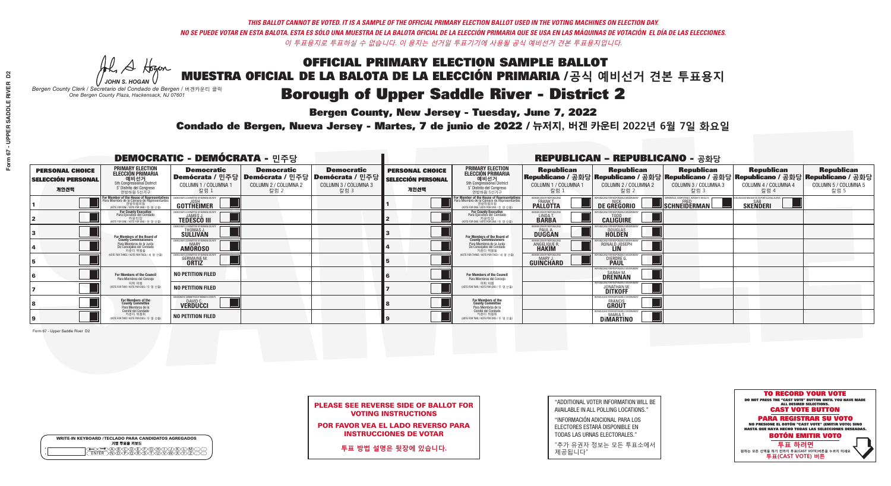*THIS BALLOT CANNOT BE VOTED. IT IS A SAMPLE OF THE OFFICIAL PRIMARY ELECTION BALLOT USED IN THE VOTING MACHINES ON ELECTION DAY.*
*NO SE PUEDE VOTAR EN ESTA BALOTA. ESTA ES SÓLO UNA MUESTRA DE LA BALOTA OFICIAL DE LA ELECCIÓN PRIMARIA QUE SE USA EN LAS MÁQUINAS DE VOTACIÓN EL DÍA DE LAS ELECCIONES.*
*이 투표용지로 투표하실 수 없습니다. 이 용지는 선거일 투표기기에 사용될 공식 예비선거 견본 투표용지입니다.*

JOHN S. HOGAN
*Bergen County Clerk / Secretario del Condado de Bergen / 버겐카운티 클럭*
*One Bergen County Plaza, Hackensack, NJ 07601*

# OFFICIAL PRIMARY ELECTION SAMPLE BALLOT
# MUESTRA OFICIAL DE LA BALOTA DE LA ELECCIÓN PRIMARIA /공식 예비선거 견본 투표용지
# Borough of Upper Saddle River - District 2

**Bergen County, New Jersey - Tuesday, June 7, 2022**

**Condado de Bergen, Nueva Jersey - Martes, 7 de junio de 2022 / 뉴저지, 버겐 카운티 2022년 6월 7일 화요일**

## DEMOCRATIC - DEMÓCRATA - 민주당

| PERSONAL CHOICE / SELECCIÓN PERSONAL / 개인선택 | PRIMARY ELECTION / ELECCIÓN PRIMARIA / 예비선거 (5th Congressional District / 5° Distrito del Congreso / 연방하원 5선거구) | Democratic / Demócrata / 민주당 COLUMN 1 / COLUMNA 1 / 칼럼 1 | Democratic / Demócrata / 민주당 COLUMN 2 / COLUMNA 2 / 칼럼 2 | Democratic / Demócrata / 민주당 COLUMN 3 / COLUMNA 3 / 칼럼 3 |
|---|---|---|---|---|
| 1 | For Member of the House of Representatives / Para Miembro de la Cámara de Representantes / 연방하원의원 (VOTE FOR ONE / VOTE POR UNO / 한 명 선출) | JOSH GOTTHEIMER | | |
| 2 | For County Executive / Para Ejecutivo del Condado / 카운티장 (VOTE FOR ONE / VOTE POR UNO / 한 명 선출) | JAMES J. TEDESCO III | | |
| 3 | For Members of the Board of County Commissioners / Para Miembros de la Junta De Concejales del Condado / 카운티 위원들 (VOTE FOR THREE / VOTE POR TRES / 세 명 선출) | THOMAS J. SULLIVAN | | |
| 4 | | MARY AMOROSO | | |
| 5 | | GERMAINE M. ORTIZ | | |
| 6 | For Members of the Council / Para Miembros del Concejo / 의회 의원 (VOTE FOR TWO / VOTE POR DOS / 두 명 선출) | NO PETITION FILED | | |
| 7 | | NO PETITION FILED | | |
| 8 | For Members of the County Committee / Para Miembros de la Comité del Condado / 카운티 위원회 (VOTE FOR TWO / VOTE POR DOS / 두 명 선출) | DAVID C. VERDUCCI | | |
| 9 | | NO PETITION FILED | | |

## REPUBLICAN - REPUBLICANO - 공화당

| PERSONAL CHOICE / SELECCIÓN PERSONAL / 개인선택 | PRIMARY ELECTION / ELECCIÓN PRIMARIA / 예비선거 (5th Congressional District / 5° Distrito del Congreso / 연방하원 5선거구) | Republican / Republicano / 공화당 COLUMN 1 / COLUMNA 1 / 칼럼 1 | Republican / Republicano / 공화당 COLUMN 2 / COLUMNA 2 / 칼럼 2 | Republican / Republicano / 공화당 COLUMN 3 / COLUMNA 3 / 칼럼 3 | Republican / Republicano / 공화당 COLUMN 4 / COLUMNA 4 / 칼럼 4 | Republican / Republicano / 공화당 COLUMN 5 / COLUMNA 5 / 칼럼 5 |
|---|---|---|---|---|---|---|
| 1 | For Member of the House of Representatives / Para Miembro de la Cámara de Representantes / 연방하원의원 (VOTE FOR ONE / VOTE POR UNO / 한 명 선출) | FRANK T. PALLOTTA | NICK DE GREGORIO | FRED SCHNEIDERMAN | SAB SKENDERI | |
| 2 | For County Executive / Para Ejecutivo del Condado / 카운티장 (VOTE FOR ONE / VOTE POR UNO / 한 명 선출) | LINDA T. BARBA | TODD CALIGUIRE | | | |
| 3 | For Members of the Board of County Commissioners / Para Miembros de la Junta De Concejales del Condado / 카운티 위원들 (VOTE FOR THREE / VOTE POR TRES / 세 명 선출) | PAUL A. DUGGAN | DOUGLAS HOLDEN | | | |
| 4 | | ANGELIQUE R. HAKIM | RONALD JOSEPH LIN | | | |
| 5 | | MARY J. GUINCHARD | DIERDRE G. PAUL | | | |
| 6 | For Members of the Council / Para Miembros del Concejo / 의회 의원 (VOTE FOR TWO / VOTE POR DOS / 두 명 선출) | | SARAH M. DRENNAN | | | |
| 7 | | | JONATHAN W. DITKOFF | | | |
| 8 | For Members of the County Committee / Para Miembros de la Comité del Condado / 카운티 위원회 (VOTE FOR TWO / VOTE POR DOS / 두 명 선출) | | FRANCIS GROUT | | | |
| 9 | | | MARIA T. DiMARTINO | | | |

Form 67 - Upper Saddle River D2

**PLEASE SEE REVERSE SIDE OF BALLOT FOR VOTING INSTRUCTIONS**

**POR FAVOR VEA EL LADO REVERSO PARA INSTRUCCIONES DE VOTAR**

**투표 방법 설명은 뒷장에 있습니다.**

"ADDITIONAL VOTER INFORMATION WILL BE AVAILABLE IN ALL POLLING LOCATIONS."

"INFORMACIÓN ADICIONAL PARA LOS ELECTORES ESTARÁ DISPONIBLE EN TODAS LAS URNAS ELECTORALES."

"추가 유권자 정보는 모든 투표소에서 제공됩니다"

WRITE-IN KEYBOARD /TECLADO PARA CANDIDATOS AGREGADOS
기명 투표용 키보드

**TO RECORD YOUR VOTE**
DO NOT PRESS THE "CAST VOTE" BUTTON UNTIL YOU HAVE MADE ALL DESIRED SELECTIONS.
**CAST VOTE BUTTON**

**PARA REGISTRAR SU VOTO**
NO PRESIONE EL BOTÓN "CAST VOTE" (EMITIR VOTO) SINO HASTA QUE HAYA HECHO TODAS LAS SELECCIONES DESEADAS.
**BOTÓN EMITIR VOTO**

**투표 하려면**
원하는 모든 선택을 하기 전까지 투표(CAST VOTE)버튼을 누르지 마세요
**투표(CAST VOTE) 버튼**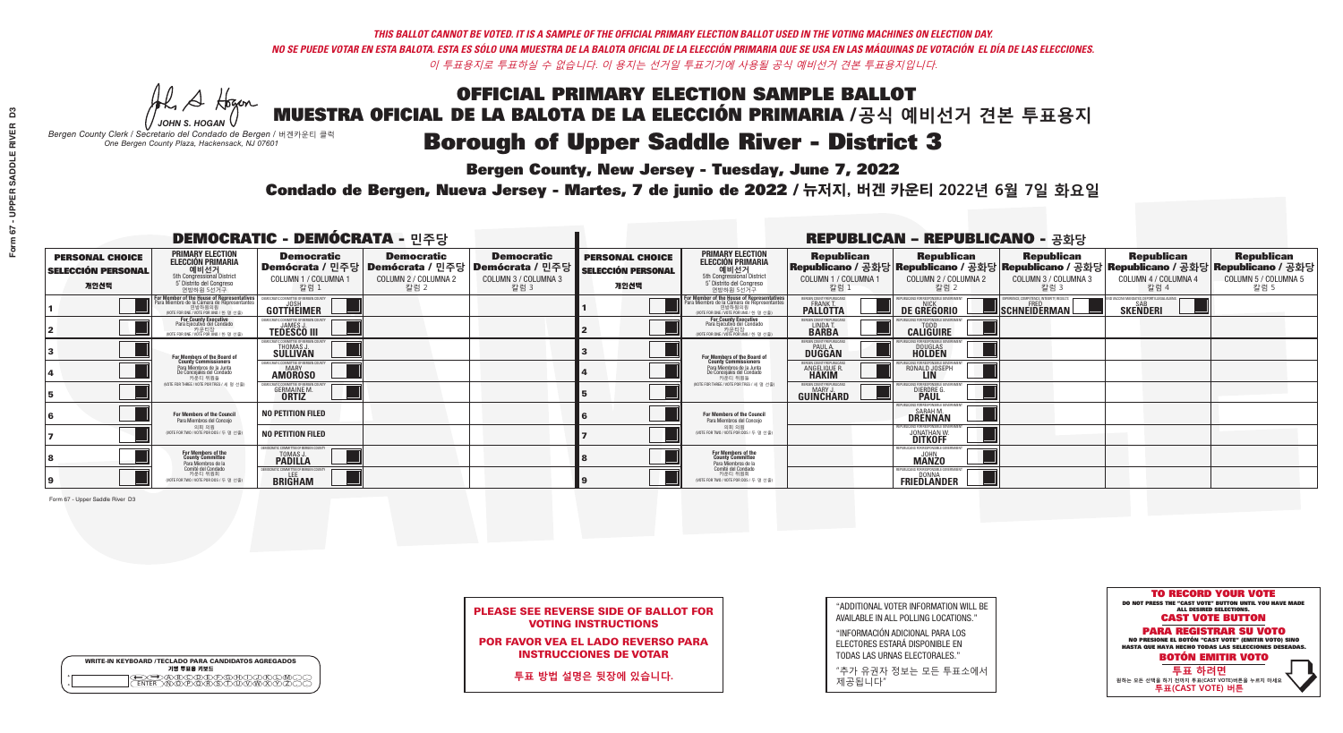*THIS BALLOT CANNOT BE VOTED. IT IS A SAMPLE OF THE OFFICIAL PRIMARY ELECTION BALLOT USED IN THE VOTING MACHINES ON ELECTION DAY.*
*NO SE PUEDE VOTAR EN ESTA BALOTA. ESTA ES SÓLO UNA MUESTRA DE LA BALOTA OFICIAL DE LA ELECCIÓN PRIMARIA QUE SE USA EN LAS MÁQUINAS DE VOTACIÓN EL DÍA DE LAS ELECCIONES.*
*이 투표용지로 투표하실 수 없습니다. 이 용지는 선거일 투표기기에 사용될 공식 예비선거 견본 투표용지입니다.*

JOHN S. HOGAN
*Bergen County Clerk / Secretario del Condado de Bergen / 버겐카운티 클럭*
*One Bergen County Plaza, Hackensack, NJ 07601*

# OFFICIAL PRIMARY ELECTION SAMPLE BALLOT
# MUESTRA OFICIAL DE LA BALOTA DE LA ELECCIÓN PRIMARIA /공식 예비선거 견본 투표용지
# Borough of Upper Saddle River - District 3

**Bergen County, New Jersey - Tuesday, June 7, 2022**
**Condado de Bergen, Nueva Jersey - Martes, 7 de junio de 2022 / 뉴저지, 버겐 카운티 2022년 6월 7일 화요일**

## DEMOCRATIC - DEMÓCRATA - 민주당

| PERSONAL CHOICE / SELECCIÓN PERSONAL / 개인선택 | PRIMARY ELECTION / ELECCIÓN PRIMARIA / 예비선거 / 5th Congressional District / 5° Distrito del Congreso / 연방하원 5선거구 | Democratic COLUMN 1 / COLUMNA 1 / 칼럼 1 | Democratic COLUMN 2 / COLUMNA 2 / 칼럼 2 | Democratic COLUMN 3 / COLUMNA 3 / 칼럼 3 |
|---|---|---|---|---|
| 1 | For Member of the House of Representatives / Para Miembro de la Cámara de Representantes / 연방하원의원 (VOTE FOR ONE / VOTE POR UNO / 한 명 선출) | JOSH GOTTHEIMER | | |
| 2 | For County Executive / Para Ejecutivo del Condado / 카운티장 (VOTE FOR ONE / VOTE POR UNO / 한 명 선출) | JAMES J. TEDESCO III | | |
| 3 | For Members of the Board of County Commissioners / Para Miembros de la Junta De Concejales del Condado / 카운티 위원들 (VOTE FOR THREE / VOTE POR TRES / 세 명 선출) | THOMAS J. SULLIVAN | | |
| 4 | | MARY AMOROSO | | |
| 5 | | GERMAINE M. ORTIZ | | |
| 6 | For Members of the Council / Para Miembros del Concejo / 의회 의원 (VOTE FOR TWO / VOTE POR DOS / 두 명 선출) | NO PETITION FILED | | |
| 7 | | NO PETITION FILED | | |
| 8 | For Members of the County Committee / Para Miembros de la Comité del Condado / 카운티 위원회 (VOTE FOR TWO / VOTE POR DOS / 두 명 선출) | TOMAS J. PADILLA | | |
| 9 | | LEE BRIGHAM | | |

## REPUBLICAN - REPUBLICANO - 공화당

| PERSONAL CHOICE / SELECCIÓN PERSONAL / 개인선택 | PRIMARY ELECTION / ELECCIÓN PRIMARIA / 예비선거 / 5th Congressional District / 5° Distrito del Congreso / 연방하원 5선거구 | Republican COLUMN 1 / COLUMNA 1 / 칼럼 1 | Republican COLUMN 2 / COLUMNA 2 / 칼럼 2 | Republican COLUMN 3 / COLUMNA 3 / 칼럼 3 | Republican COLUMN 4 / COLUMNA 4 / 칼럼 4 | Republican COLUMN 5 / COLUMNA 5 / 칼럼 5 |
|---|---|---|---|---|---|---|
| 1 | For Member of the House of Representatives / Para Miembro de la Cámara de Representantes / 연방하원의원 (VOTE FOR ONE / VOTE POR UNO / 한 명 선출) | FRANK T. PALLOTTA | NICK DE GREGORIO | FRED SCHNEIDERMAN | SAB SKENDERI | |
| 2 | For County Executive / Para Ejecutivo del Condado / 카운티장 (VOTE FOR ONE / VOTE POR UNO / 한 명 선출) | LINDA T. BARBA | TODD CALIGUIRE | | | |
| 3 | For Members of the Board of County Commissioners / Para Miembros de la Junta De Concejales del Condado / 카운티 위원들 (VOTE FOR THREE / VOTE POR TRES / 세 명 선출) | PAUL A. DUGGAN | DOUGLAS HOLDEN | | | |
| 4 | | ANGELIQUE R. HAKIM | RONALD JOSEPH LIN | | | |
| 5 | | MARY J. GUINCHARD | DIERDRE G. PAUL | | | |
| 6 | For Members of the Council / Para Miembros del Concejo / 의회 의원 (VOTE FOR TWO / VOTE POR DOS / 두 명 선출) | | SARAH M. DRENNAN | | | |
| 7 | | | JONATHAN W. DITKOFF | | | |
| 8 | For Members of the County Committee / Para Miembros de la Comité del Condado / 카운티 위원회 (VOTE FOR TWO / VOTE POR DOS / 두 명 선출) | | JOHN MANZO | | | |
| 9 | | | DONNA FRIEDLANDER | | | |

Form 67 - Upper Saddle River D3

**PLEASE SEE REVERSE SIDE OF BALLOT FOR VOTING INSTRUCTIONS**
**POR FAVOR VEA EL LADO REVERSO PARA INSTRUCCIONES DE VOTAR**
**투표 방법 설명은 뒷장에 있습니다.**

"ADDITIONAL VOTER INFORMATION WILL BE AVAILABLE IN ALL POLLING LOCATIONS."
"INFORMACIÓN ADICIONAL PARA LOS ELECTORES ESTARÁ DISPONIBLE EN TODAS LAS URNAS ELECTORALES."
"추가 유권자 정보는 모든 투표소에서 제공됩니다"

**TO RECORD YOUR VOTE**
DO NOT PRESS THE "CAST VOTE" BUTTON UNTIL YOU HAVE MADE ALL DESIRED SELECTIONS.
**CAST VOTE BUTTON**
**PARA REGISTRAR SU VOTO**
NO PRESIONE EL BOTÓN "CAST VOTE" (EMITIR VOTO) SINO HASTA QUE HAYA HECHO TODAS LAS SELECCIONES DESEADAS.
**BOTÓN EMITIR VOTO**
**투표 하려면**
원하는 모든 선택을 하기 전까지 투표(CAST VOTE)버튼을 누르지 마세요
**투표(CAST VOTE) 버튼**

WRITE-IN KEYBOARD /TECLADO PARA CANDIDATOS AGREGADOS
기명 투표용 키보드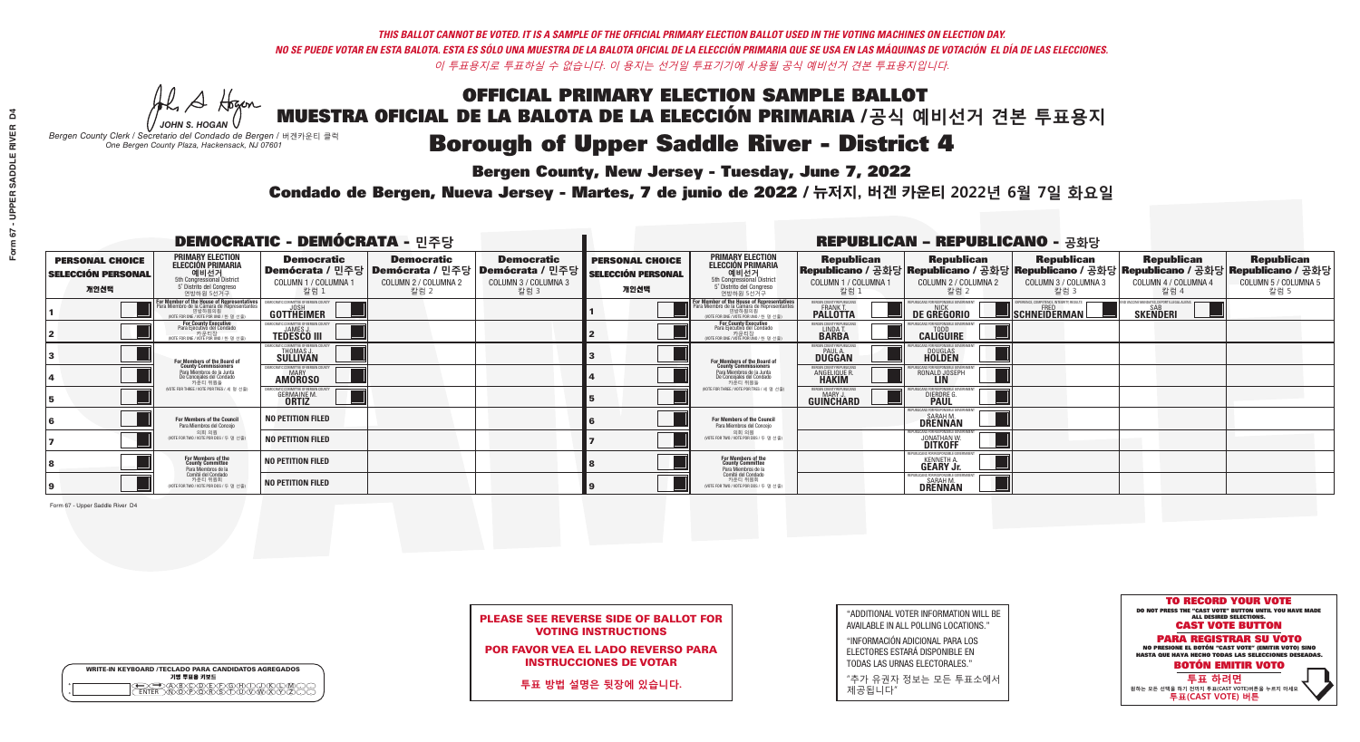*THIS BALLOT CANNOT BE VOTED. IT IS A SAMPLE OF THE OFFICIAL PRIMARY ELECTION BALLOT USED IN THE VOTING MACHINES ON ELECTION DAY.*
*NO SE PUEDE VOTAR EN ESTA BALOTA. ESTA ES SÓLO UNA MUESTRA DE LA BALOTA OFICIAL DE LA ELECCIÓN PRIMARIA QUE SE USA EN LAS MÁQUINAS DE VOTACIÓN EL DÍA DE LAS ELECCIONES.*
*이 투표용지로 투표하실 수 없습니다. 이 용지는 선거일 투표기기에 사용될 공식 예비선거 견본 투표용지입니다.*

JOHN S. HOGAN
*Bergen County Clerk / Secretario del Condado de Bergen / 버겐카운티 클럭*
*One Bergen County Plaza, Hackensack, NJ 07601*

# OFFICIAL PRIMARY ELECTION SAMPLE BALLOT
# MUESTRA OFICIAL DE LA BALOTA DE LA ELECCIÓN PRIMARIA / 공식 예비선거 견본 투표용지
# Borough of Upper Saddle River - District 4

**Bergen County, New Jersey - Tuesday, June 7, 2022**

**Condado de Bergen, Nueva Jersey - Martes, 7 de junio de 2022 / 뉴저지, 버겐 카운티 2022년 6월 7일 화요일**

## DEMOCRATIC - DEMÓCRATA - 민주당

| PERSONAL CHOICE / SELECCIÓN PERSONAL / 개인선택 | PRIMARY ELECTION / ELECCIÓN PRIMARIA / 예비선거 | Democratic / Demócrata / 민주당 COLUMN 1 / COLUMNA 1 / 칼럼 1 | Democratic / Demócrata / 민주당 COLUMN 2 / COLUMNA 2 / 칼럼 2 | Democratic / Demócrata / 민주당 COLUMN 3 / COLUMNA 3 / 칼럼 3 |
|---|---|---|---|---|
| 1 | For Member of the House of Representatives (5th Congressional District) (VOTE FOR ONE) | JOSH GOTTHEIMER | | |
| 2 | For County Executive (VOTE FOR ONE) | JAMES J. TEDESCO III | | |
| 3 | For Members of the Board of County Commissioners (VOTE FOR THREE) | THOMAS J. SULLIVAN | | |
| 4 | | MARY AMOROSO | | |
| 5 | | GERMAINE M. ORTIZ | | |
| 6 | For Members of the Council (VOTE FOR TWO) | NO PETITION FILED | | |
| 7 | | NO PETITION FILED | | |
| 8 | For Members of the County Committee (VOTE FOR TWO) | NO PETITION FILED | | |
| 9 | | NO PETITION FILED | | |

## REPUBLICAN - REPUBLICANO - 공화당

| PERSONAL CHOICE / SELECCIÓN PERSONAL / 개인선택 | PRIMARY ELECTION / ELECCIÓN PRIMARIA / 예비선거 | Republican COLUMN 1 | Republican COLUMN 2 | Republican COLUMN 3 | Republican COLUMN 4 | Republican COLUMN 5 |
|---|---|---|---|---|---|---|
| 1 | For Member of the House of Representatives (5th Congressional District) (VOTE FOR ONE) | FRANK T. PALLOTTA | NICK DE GREGORIO | FRED SCHNEIDERMAN | SAB SKENDERI | |
| 2 | For County Executive (VOTE FOR ONE) | LINDA T. BARBA | TODD CALIGUIRE | | | |
| 3 | For Members of the Board of County Commissioners (VOTE FOR THREE) | PAUL A. DUGGAN | DOUGLAS HOLDEN | | | |
| 4 | | ANGELIQUE R. HAKIM | RONALD JOSEPH LIN | | | |
| 5 | | MARY J. GUINCHARD | DIERDRE G. PAUL | | | |
| 6 | For Members of the Council (VOTE FOR TWO) | | SARAH M. DRENNAN | | | |
| 7 | | | JONATHAN W. DITKOFF | | | |
| 8 | For Members of the County Committee (VOTE FOR TWO) | | KENNETH A. GEARY Jr. | | | |
| 9 | | | SARAH M. DRENNAN | | | |

Form 67 - Upper Saddle River D4

**PLEASE SEE REVERSE SIDE OF BALLOT FOR VOTING INSTRUCTIONS**

**POR FAVOR VEA EL LADO REVERSO PARA INSTRUCCIONES DE VOTAR**

**투표 방법 설명은 뒷장에 있습니다.**

"ADDITIONAL VOTER INFORMATION WILL BE AVAILABLE IN ALL POLLING LOCATIONS."

"INFORMACIÓN ADICIONAL PARA LOS ELECTORES ESTARÁ DISPONIBLE EN TODAS LAS URNAS ELECTORALES."

"추가 유권자 정보는 모든 투표소에서 제공됩니다"

**TO RECORD YOUR VOTE**
DO NOT PRESS THE "CAST VOTE" BUTTON UNTIL YOU HAVE MADE ALL DESIRED SELECTIONS.
**CAST VOTE BUTTON**

**PARA REGISTRAR SU VOTO**
NO PRESIONE EL BOTÓN "CAST VOTE" (EMITIR VOTO) SINO HASTA QUE HAYA HECHO TODAS LAS SELECCIONES DESEADAS.
**BOTÓN EMITIR VOTO**

**투표 하려면**
원하는 모든 선택을 하기 전까지 투표(CAST VOTE)버튼을 누르지 마세요
**투표(CAST VOTE) 버튼**

WRITE-IN KEYBOARD /TECLADO PARA CANDIDATOS AGREGADOS
기명 투표용 키보드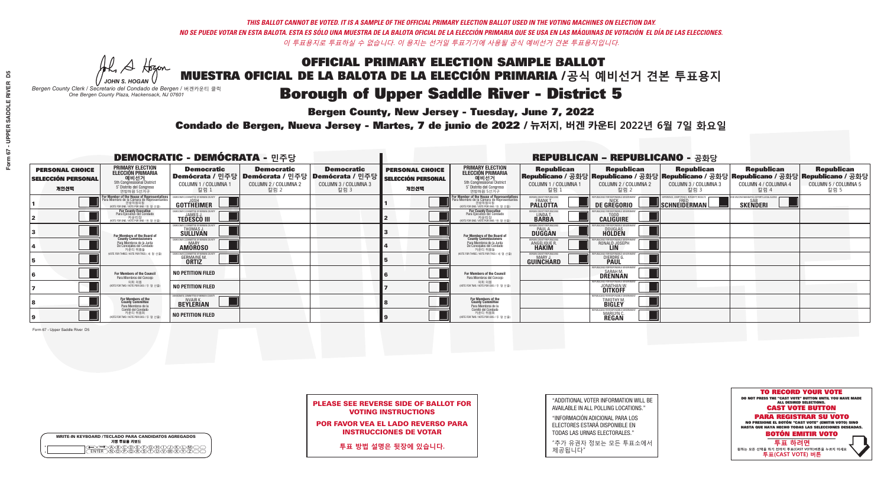*THIS BALLOT CANNOT BE VOTED. IT IS A SAMPLE OF THE OFFICIAL PRIMARY ELECTION BALLOT USED IN THE VOTING MACHINES ON ELECTION DAY.*
*NO SE PUEDE VOTAR EN ESTA BALOTA. ESTA ES SÓLO UNA MUESTRA DE LA BALOTA OFICIAL DE LA ELECCIÓN PRIMARIA QUE SE USA EN LAS MÁQUINAS DE VOTACIÓN EL DÍA DE LAS ELECCIONES.*
*이 투표용지로 투표하실 수 없습니다. 이 용지는 선거일 투표기기에 사용될 공식 예비선거 견본 투표용지입니다.*

JOHN S. HOGAN
*Bergen County Clerk / Secretario del Condado de Bergen / 버겐카운티 클럭*
*One Bergen County Plaza, Hackensack, NJ 07601*

# OFFICIAL PRIMARY ELECTION SAMPLE BALLOT
# MUESTRA OFICIAL DE LA BALOTA DE LA ELECCIÓN PRIMARIA / 공식 예비선거 견본 투표용지
# Borough of Upper Saddle River - District 5

**Bergen County, New Jersey - Tuesday, June 7, 2022**
**Condado de Bergen, Nueva Jersey - Martes, 7 de junio de 2022 / 뉴저지, 버겐 카운티 2022년 6월 7일 화요일**

## DEMOCRATIC - DEMÓCRATA - 민주당

| PERSONAL CHOICE / SELECCIÓN PERSONAL / 개인선택 | PRIMARY ELECTION / ELECCIÓN PRIMARIA / 예비선거 | Democratic / Demócrata / 민주당 COLUMN 1 / COLUMNA 1 / 칼럼 1 | Democratic / Demócrata / 민주당 COLUMN 2 / COLUMNA 2 / 칼럼 2 | Democratic / Demócrata / 민주당 COLUMN 3 / COLUMNA 3 / 칼럼 3 |
|---|---|---|---|---|
| 1 | For Member of the House of Representatives / Para Miembro de la Cámara de Representantes / 연방하원의원 (5th Congressional District / 5° Distrito del Congreso / 연방하원 5선거구) (VOTE FOR ONE / VOTE POR UNO / 한 명 선출) | JOSH GOTTHEIMER | | |
| 2 | For County Executive / Para Ejecutivo del Condado / 카운티장 (VOTE FOR ONE / VOTE POR UNO / 한 명 선출) | JAMES J. TEDESCO III | | |
| 3 | For Members of the Board of County Commissioners / Para Miembros de la Junta De Concejales del Condado / 카운티 위원들 (VOTE FOR THREE / VOTE POR TRES / 세 명 선출) | THOMAS J. SULLIVAN | | |
| 4 | | MARY AMOROSO | | |
| 5 | | GERMAINE M. ORTIZ | | |
| 6 | For Members of the Council / Para Miembros del Concejo / 의회 의원 (VOTE FOR TWO / VOTE POR DOS / 두 명 선출) | NO PETITION FILED | | |
| 7 | | NO PETITION FILED | | |
| 8 | For Members of the County Committee / Para Miembros de la Comité del Condado / 카운티 위원회 (VOTE FOR TWO / VOTE POR DOS / 두 명 선출) | NVAIR K. BEYLERIAN | | |
| 9 | | NO PETITION FILED | | |

## REPUBLICAN - REPUBLICANO - 공화당

| PERSONAL CHOICE / SELECCIÓN PERSONAL / 개인선택 | PRIMARY ELECTION / ELECCIÓN PRIMARIA / 예비선거 | Republican / Republicano / 공화당 COLUMN 1 / COLUMNA 1 / 칼럼 1 | Republican / Republicano / 공화당 COLUMN 2 / COLUMNA 2 / 칼럼 2 | Republican / Republicano / 공화당 COLUMN 3 / COLUMNA 3 / 칼럼 3 | Republican / Republicano / 공화당 COLUMN 4 / COLUMNA 4 / 칼럼 4 | Republican / Republicano / 공화당 COLUMN 5 / COLUMNA 5 / 칼럼 5 |
|---|---|---|---|---|---|---|
| 1 | For Member of the House of Representatives / Para Miembro de la Cámara de Representantes / 연방하원의원 (5th Congressional District / 5° Distrito del Congreso / 연방하원 5선거구) (VOTE FOR ONE / VOTE POR UNO / 한 명 선출) | FRANK T. PALLOTTA | NICK DE GREGORIO | FRED SCHNEIDERMAN | SAB SKENDERI | |
| 2 | For County Executive / Para Ejecutivo del Condado / 카운티장 (VOTE FOR ONE / VOTE POR UNO / 한 명 선출) | LINDA T. BARBA | TODD CALIGUIRE | | | |
| 3 | For Members of the Board of County Commissioners / Para Miembros de la Junta De Concejales del Condado / 카운티 위원들 (VOTE FOR THREE / VOTE POR TRES / 세 명 선출) | PAUL A. DUGGAN | DOUGLAS HOLDEN | | | |
| 4 | | ANGELIQUE R. HAKIM | RONALD JOSEPH LIN | | | |
| 5 | | MARY J. GUINCHARD | DIERDRE G. PAUL | | | |
| 6 | For Members of the Council / Para Miembros del Concejo / 의회 의원 (VOTE FOR TWO / VOTE POR DOS / 두 명 선출) | | SARAH M. DRENNAN | | | |
| 7 | | | JONATHAN W. DITKOFF | | | |
| 8 | For Members of the County Committee / Para Miembros de la Comité del Condado / 카운티 위원회 (VOTE FOR TWO / VOTE POR DOS / 두 명 선출) | | TIMOTHY M. BIGLEY | | | |
| 9 | | | MARILYN C. REGAN | | | |

Form 67 - Upper Saddle River D5

**PLEASE SEE REVERSE SIDE OF BALLOT FOR VOTING INSTRUCTIONS**

**POR FAVOR VEA EL LADO REVERSO PARA INSTRUCCIONES DE VOTAR**

**투표 방법 설명은 뒷장에 있습니다.**

"ADDITIONAL VOTER INFORMATION WILL BE AVAILABLE IN ALL POLLING LOCATIONS."

"INFORMACIÓN ADICIONAL PARA LOS ELECTORES ESTARÁ DISPONIBLE EN TODAS LAS URNAS ELECTORALES."

"추가 유권자 정보는 모든 투표소에서 제공됩니다"

WRITE-IN KEYBOARD /TECLADO PARA CANDIDATOS AGREGADOS
기명 투표용 키보드

**TO RECORD YOUR VOTE**
DO NOT PRESS THE "CAST VOTE" BUTTON UNTIL YOU HAVE MADE ALL DESIRED SELECTIONS.
**CAST VOTE BUTTON**

**PARA REGISTRAR SU VOTO**
NO PRESIONE EL BOTÓN "CAST VOTE" (EMITIR VOTO) SINO HASTA QUE HAYA HECHO TODAS LAS SELECCIONES DESEADAS.
**BOTÓN EMITIR VOTO**

**투표 하려면**
원하는 모든 선택을 하기 전까지 투표(CAST VOTE) 버튼을 누르지 마세요.
**투표(CAST VOTE) 버튼**